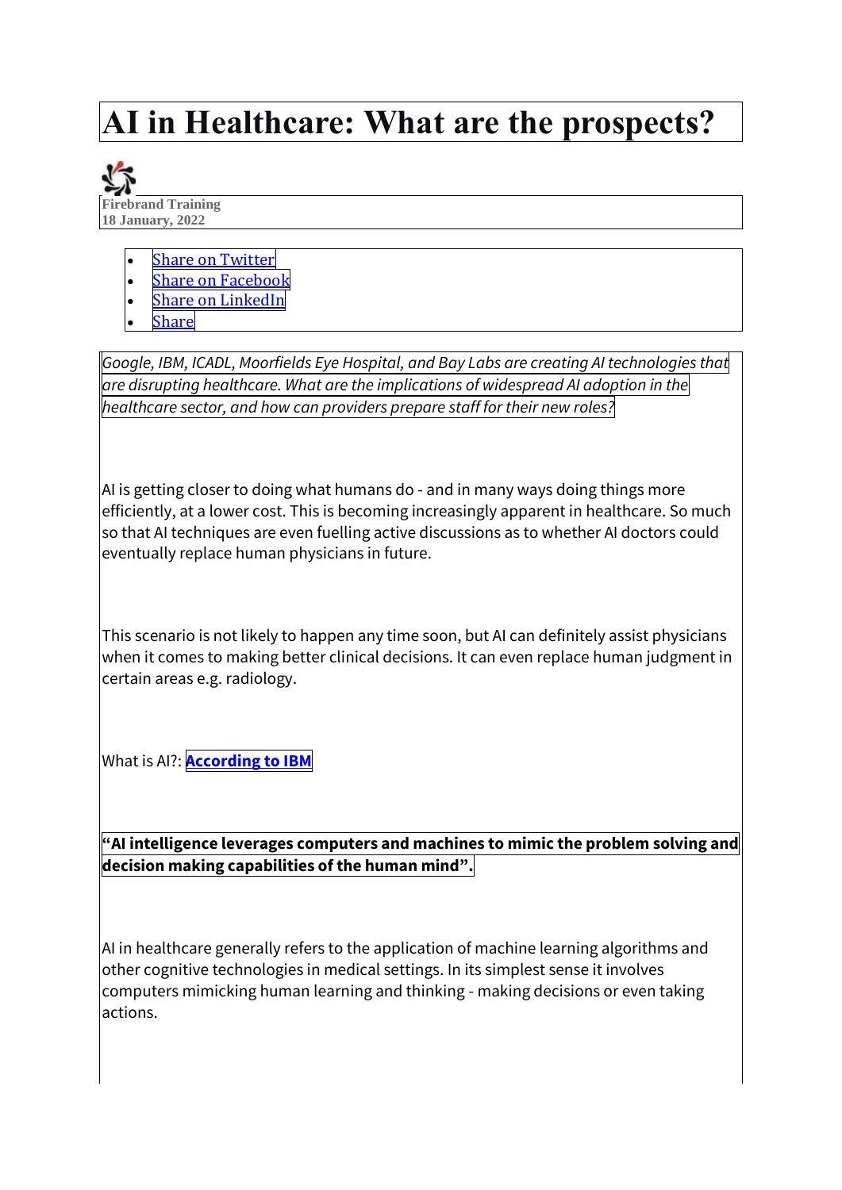# AI in Healthcare: What are the prospects?

Firebrand Training
18 January, 2022

- Share on Twitter
- Share on Facebook
- Share on LinkedIn
- Share

*Google, IBM, ICADL, Moorfields Eye Hospital, and Bay Labs are creating AI technologies that are disrupting healthcare. What are the implications of widespread AI adoption in the healthcare sector, and how can providers prepare staff for their new roles?*

AI is getting closer to doing what humans do - and in many ways doing things more efficiently, at a lower cost. This is becoming increasingly apparent in healthcare. So much so that AI techniques are even fuelling active discussions as to whether AI doctors could eventually replace human physicians in future.

This scenario is not likely to happen any time soon, but AI can definitely assist physicians when it comes to making better clinical decisions. It can even replace human judgment in certain areas e.g. radiology.

What is AI?: **According to IBM**

**"AI intelligence leverages computers and machines to mimic the problem solving and decision making capabilities of the human mind".**

AI in healthcare generally refers to the application of machine learning algorithms and other cognitive technologies in medical settings. In its simplest sense it involves computers mimicking human learning and thinking - making decisions or even taking actions.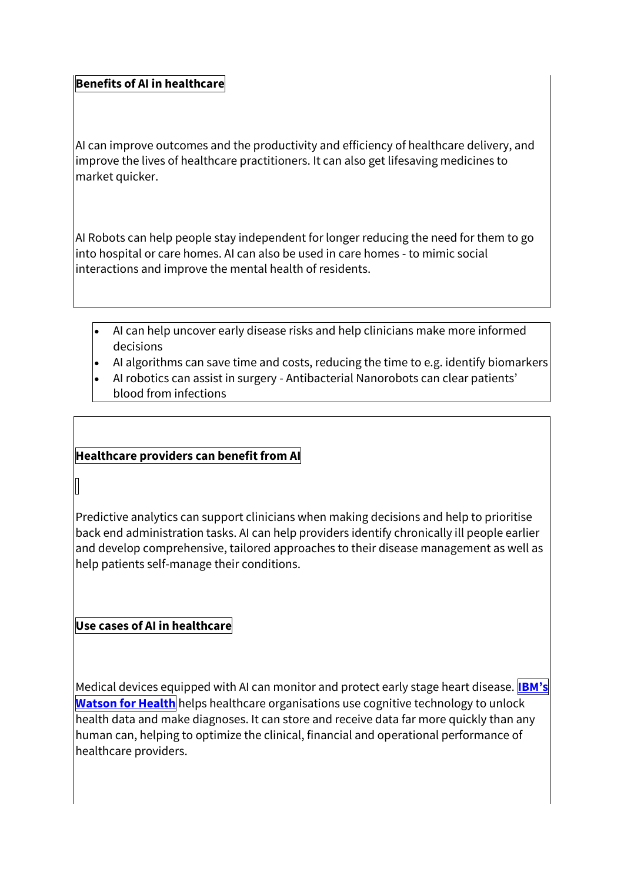**Benefits of AI in healthcare**

AI can improve outcomes and the productivity and efficiency of healthcare delivery, and improve the lives of healthcare practitioners. It can also get lifesaving medicines to market quicker.

AI Robots can help people stay independent for longer reducing the need for them to go into hospital or care homes. AI can also be used in care homes - to mimic social interactions and improve the mental health of residents.

- AI can help uncover early disease risks and help clinicians make more informed decisions
- AI algorithms can save time and costs, reducing the time to e.g. identify biomarkers
- AI robotics can assist in surgery - Antibacterial Nanorobots can clear patients' blood from infections

**Healthcare providers can benefit from AI**

Predictive analytics can support clinicians when making decisions and help to prioritise back end administration tasks. AI can help providers identify chronically ill people earlier and develop comprehensive, tailored approaches to their disease management as well as help patients self-manage their conditions.

**Use cases of AI in healthcare**

Medical devices equipped with AI can monitor and protect early stage heart disease. **IBM's Watson for Health** helps healthcare organisations use cognitive technology to unlock health data and make diagnoses. It can store and receive data far more quickly than any human can, helping to optimize the clinical, financial and operational performance of healthcare providers.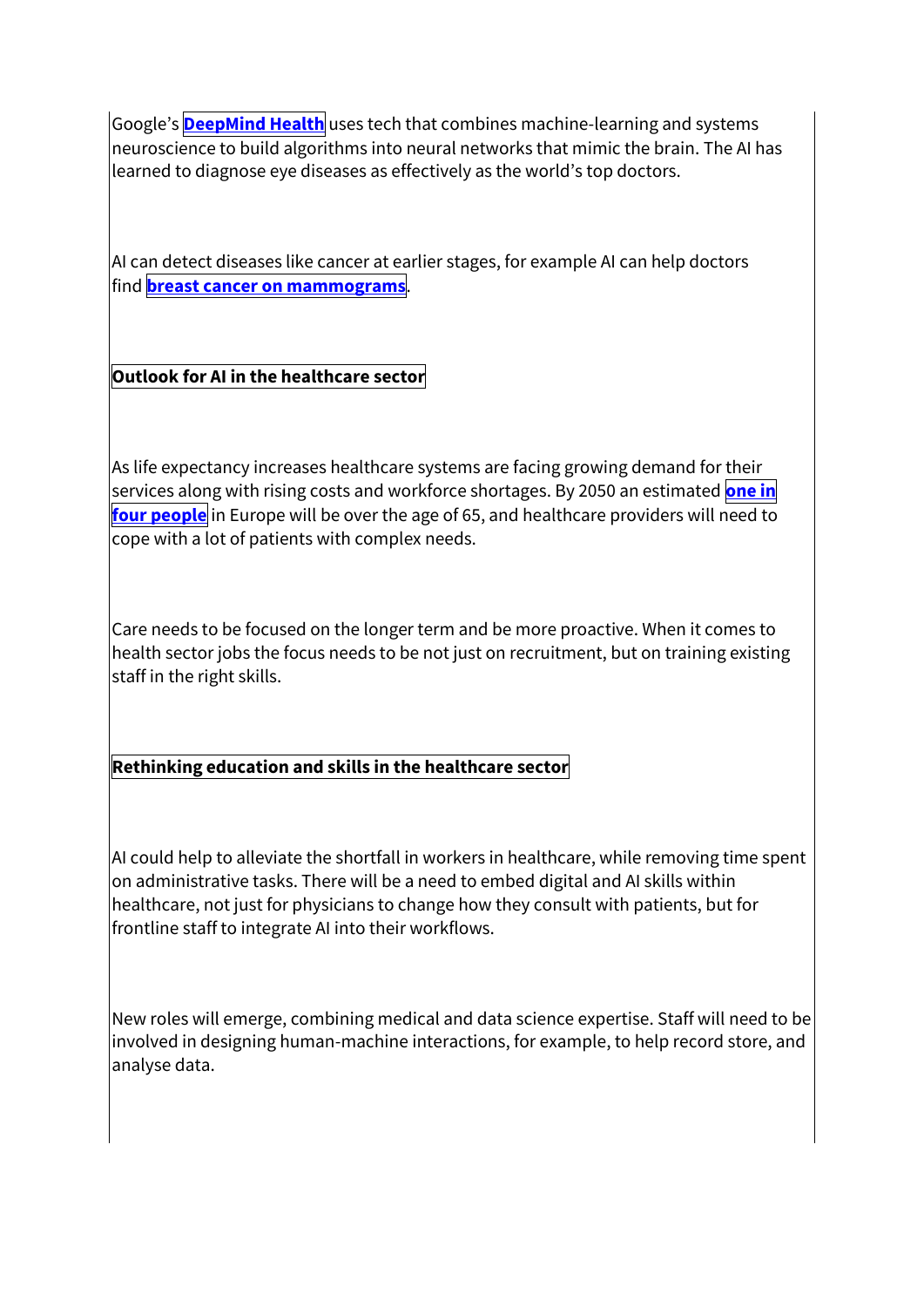Google's **DeepMind Health** uses tech that combines machine-learning and systems neuroscience to build algorithms into neural networks that mimic the brain. The AI has learned to diagnose eye diseases as effectively as the world's top doctors.

AI can detect diseases like cancer at earlier stages, for example AI can help doctors find **breast cancer on mammograms**.

**Outlook for AI in the healthcare sector**

As life expectancy increases healthcare systems are facing growing demand for their services along with rising costs and workforce shortages. By 2050 an estimated **one in four people** in Europe will be over the age of 65, and healthcare providers will need to cope with a lot of patients with complex needs.

Care needs to be focused on the longer term and be more proactive. When it comes to health sector jobs the focus needs to be not just on recruitment, but on training existing staff in the right skills.

**Rethinking education and skills in the healthcare sector**

AI could help to alleviate the shortfall in workers in healthcare, while removing time spent on administrative tasks. There will be a need to embed digital and AI skills within healthcare, not just for physicians to change how they consult with patients, but for frontline staff to integrate AI into their workflows.

New roles will emerge, combining medical and data science expertise. Staff will need to be involved in designing human-machine interactions, for example, to help record store, and analyse data.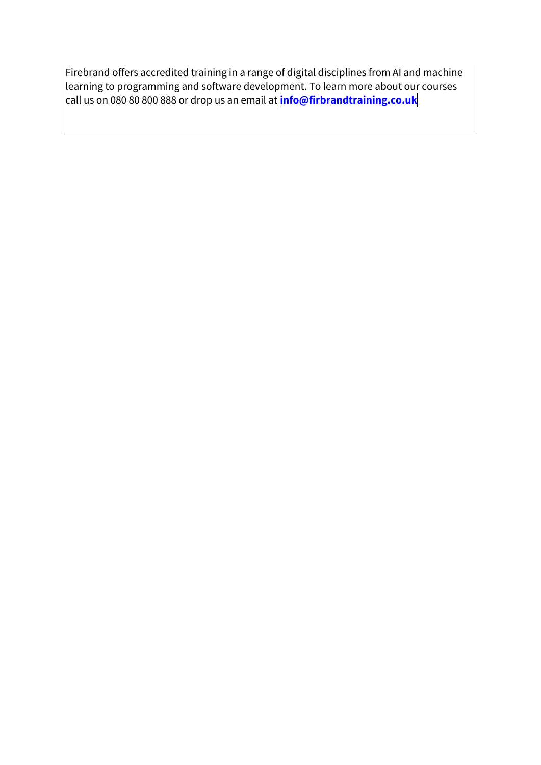Firebrand offers accredited training in a range of digital disciplines from AI and machine learning to programming and software development. To learn more about our courses call us on 080 80 800 888 or drop us an email at **info@firbrandtraining.co.uk**